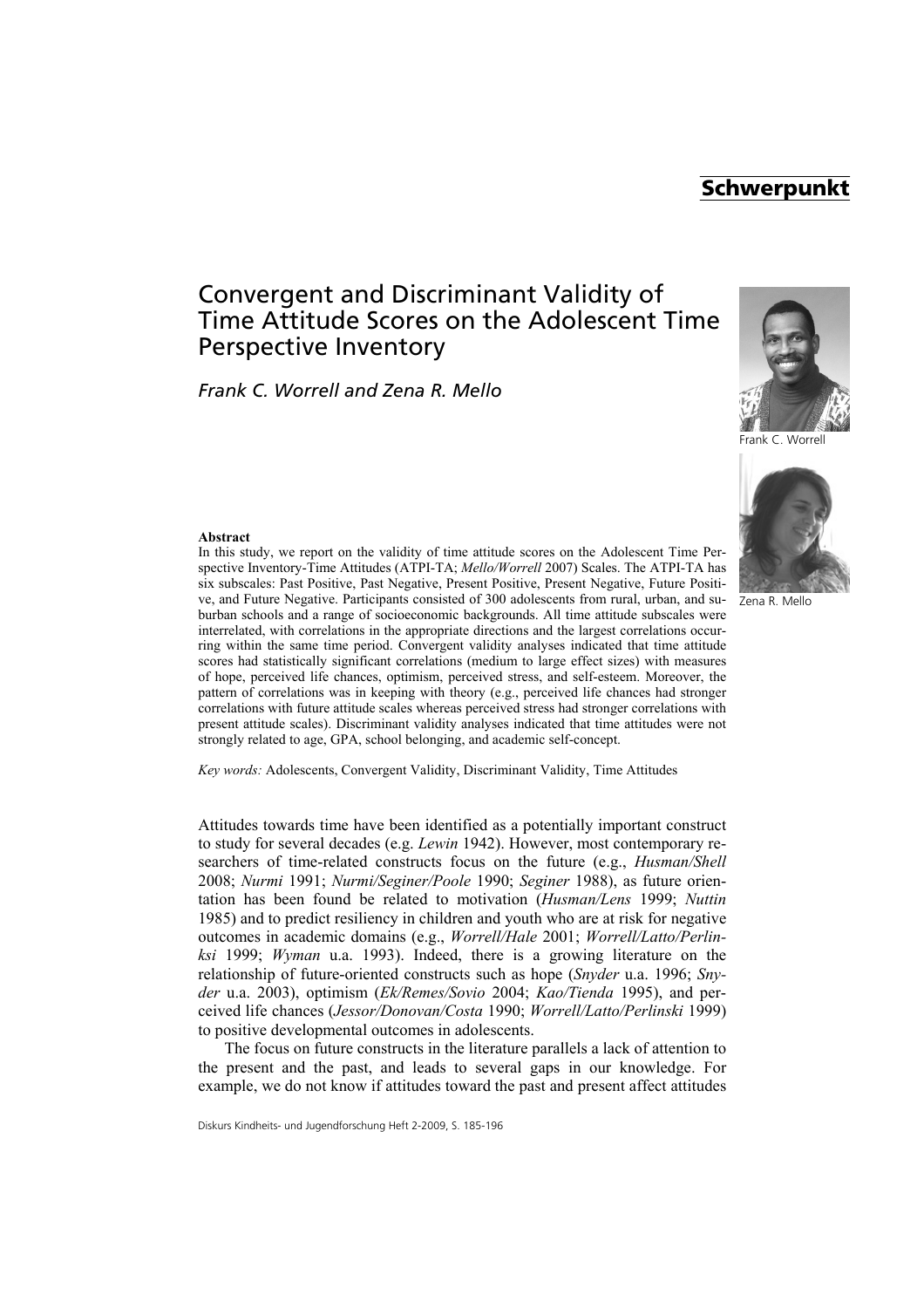**Schwerpunkt**

# Convergent and Discriminant Validity of Time Attitude Scores on the Adolescent Time Perspective Inventory

*Frank C. Worrell and Zena R. Mello*

Frank C. Worrell

Zena R. Mello

**Abstract**

In this study, we report on the validity of time attitude scores on the Adolescent Time Perspective Inventory-Time Attitudes (ATPI-TA; *Mello/Worrell* 2007) Scales. The ATPI-TA has six subscales: Past Positive, Past Negative, Present Positive, Present Negative, Future Positive, and Future Negative. Participants consisted of 300 adolescents from rural, urban, and suburban schools and a range of socioeconomic backgrounds. All time attitude subscales were interrelated, with correlations in the appropriate directions and the largest correlations occurring within the same time period. Convergent validity analyses indicated that time attitude scores had statistically significant correlations (medium to large effect sizes) with measures of hope, perceived life chances, optimism, perceived stress, and self-esteem. Moreover, the pattern of correlations was in keeping with theory (e.g., perceived life chances had stronger correlations with future attitude scales whereas perceived stress had stronger correlations with present attitude scales). Discriminant validity analyses indicated that time attitudes were not strongly related to age, GPA, school belonging, and academic self-concept.

*Key words:* Adolescents, Convergent Validity, Discriminant Validity, Time Attitudes

Attitudes towards time have been identified as a potentially important construct to study for several decades (e.g. *Lewin* 1942). However, most contemporary researchers of time-related constructs focus on the future (e.g., *Husman/Shell* 2008; *Nurmi* 1991; *Nurmi/Seginer/Poole* 1990; *Seginer* 1988), as future orientation has been found be related to motivation (*Husman/Lens* 1999; *Nuttin* 1985) and to predict resiliency in children and youth who are at risk for negative outcomes in academic domains (e.g., *Worrell/Hale* 2001; *Worrell/Latto/Perlinksi* 1999; *Wyman* u.a. 1993). Indeed, there is a growing literature on the relationship of future-oriented constructs such as hope (*Snyder* u.a. 1996; *Snyder* u.a. 2003), optimism (*Ek/Remes/Sovio* 2004; *Kao/Tienda* 1995), and perceived life chances (*Jessor/Donovan/Costa* 1990; *Worrell/Latto/Perlinski* 1999) to positive developmental outcomes in adolescents.

The focus on future constructs in the literature parallels a lack of attention to the present and the past, and leads to several gaps in our knowledge. For example, we do not know if attitudes toward the past and present affect attitudes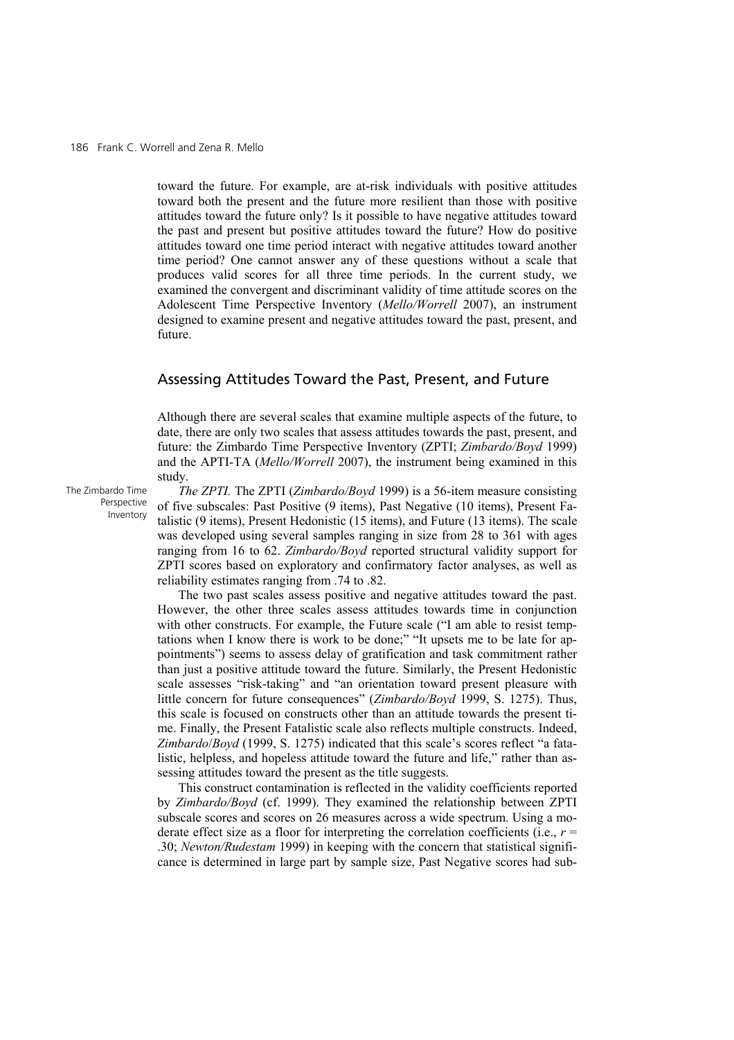toward the future. For example, are at-risk individuals with positive attitudes toward both the present and the future more resilient than those with positive attitudes toward the future only? Is it possible to have negative attitudes toward the past and present but positive attitudes toward the future? How do positive attitudes toward one time period interact with negative attitudes toward another time period? One cannot answer any of these questions without a scale that produces valid scores for all three time periods. In the current study, we examined the convergent and discriminant validity of time attitude scores on the Adolescent Time Perspective Inventory (*Mello/Worrell* 2007), an instrument designed to examine present and negative attitudes toward the past, present, and future.

## Assessing Attitudes Toward the Past, Present, and Future

Although there are several scales that examine multiple aspects of the future, to date, there are only two scales that assess attitudes towards the past, present, and future: the Zimbardo Time Perspective Inventory (ZPTI; *Zimbardo/Boyd* 1999) and the APTI-TA (*Mello/Worrell* 2007), the instrument being examined in this study.

The Zimbardo Time Perspective Inventory

*The ZPTI.* The ZPTI (*Zimbardo/Boyd* 1999) is a 56-item measure consisting of five subscales: Past Positive (9 items), Past Negative (10 items), Present Fatalistic (9 items), Present Hedonistic (15 items), and Future (13 items). The scale was developed using several samples ranging in size from 28 to 361 with ages ranging from 16 to 62. *Zimbardo/Boyd* reported structural validity support for ZPTI scores based on exploratory and confirmatory factor analyses, as well as reliability estimates ranging from .74 to .82.

The two past scales assess positive and negative attitudes toward the past. However, the other three scales assess attitudes towards time in conjunction with other constructs. For example, the Future scale ("I am able to resist temptations when I know there is work to be done;" "It upsets me to be late for appointments") seems to assess delay of gratification and task commitment rather than just a positive attitude toward the future. Similarly, the Present Hedonistic scale assesses "risk-taking" and "an orientation toward present pleasure with little concern for future consequences" (*Zimbardo/Boyd* 1999, S. 1275). Thus, this scale is focused on constructs other than an attitude towards the present time. Finally, the Present Fatalistic scale also reflects multiple constructs. Indeed, *Zimbardo/Boyd* (1999, S. 1275) indicated that this scale's scores reflect "a fatalistic, helpless, and hopeless attitude toward the future and life," rather than assessing attitudes toward the present as the title suggests.

This construct contamination is reflected in the validity coefficients reported by *Zimbardo/Boyd* (cf. 1999). They examined the relationship between ZPTI subscale scores and scores on 26 measures across a wide spectrum. Using a moderate effect size as a floor for interpreting the correlation coefficients (i.e., $r = .30$; *Newton/Rudestam* 1999) in keeping with the concern that statistical significance is determined in large part by sample size, Past Negative scores had sub-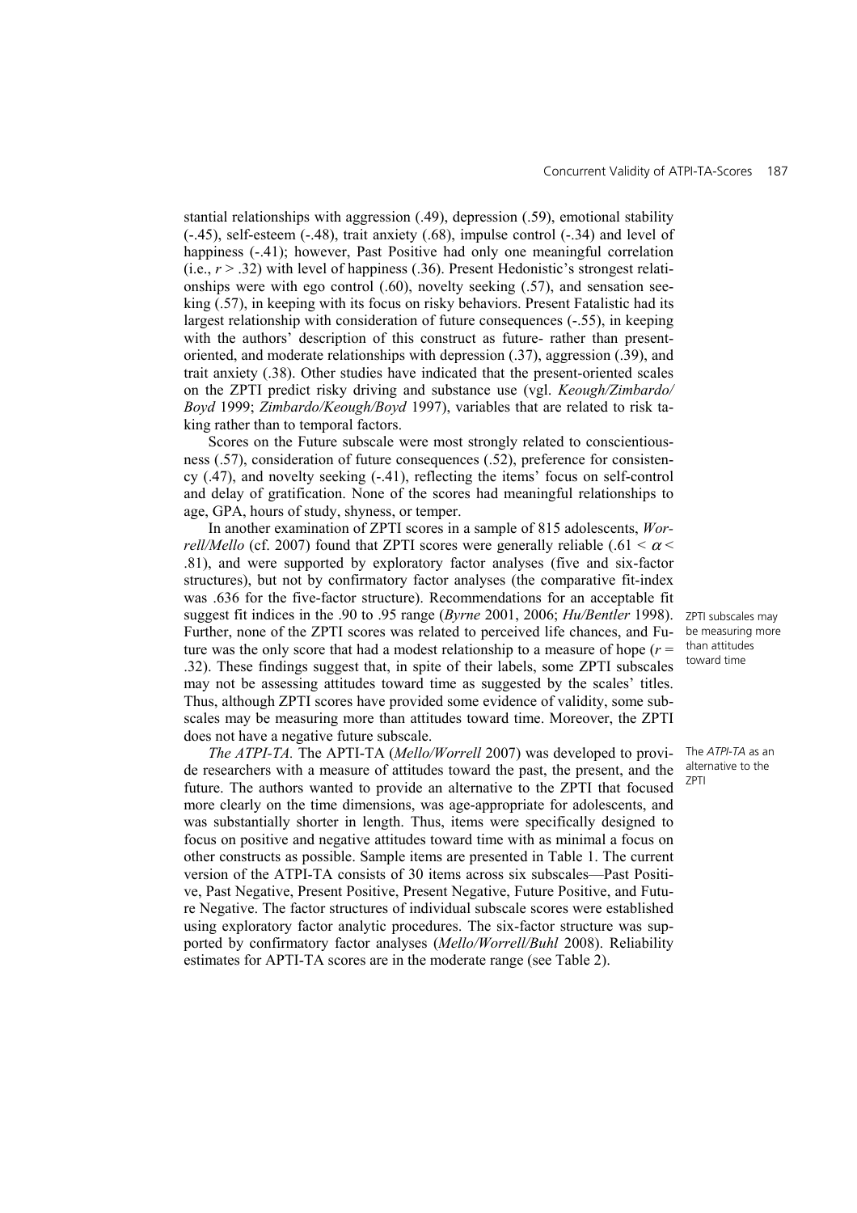stantial relationships with aggression (.49), depression (.59), emotional stability (-.45), self-esteem (-.48), trait anxiety (.68), impulse control (-.34) and level of happiness (-.41); however, Past Positive had only one meaningful correlation (i.e., $r > .32$) with level of happiness (.36). Present Hedonistic's strongest relationships were with ego control (.60), novelty seeking (.57), and sensation seeking (.57), in keeping with its focus on risky behaviors. Present Fatalistic had its largest relationship with consideration of future consequences (-.55), in keeping with the authors' description of this construct as future- rather than present-oriented, and moderate relationships with depression (.37), aggression (.39), and trait anxiety (.38). Other studies have indicated that the present-oriented scales on the ZPTI predict risky driving and substance use (vgl. *Keough/Zimbardo/Boyd* 1999; *Zimbardo/Keough/Boyd* 1997), variables that are related to risk taking rather than to temporal factors.

Scores on the Future subscale were most strongly related to conscientiousness (.57), consideration of future consequences (.52), preference for consistency (.47), and novelty seeking (-.41), reflecting the items' focus on self-control and delay of gratification. None of the scores had meaningful relationships to age, GPA, hours of study, shyness, or temper.

In another examination of ZPTI scores in a sample of 815 adolescents, *Worrell/Mello* (cf. 2007) found that ZPTI scores were generally reliable ($.61 < \alpha < .81$), and were supported by exploratory factor analyses (five and six-factor structures), but not by confirmatory factor analyses (the comparative fit-index was .636 for the five-factor structure). Recommendations for an acceptable fit suggest fit indices in the .90 to .95 range (*Byrne* 2001, 2006; *Hu/Bentler* 1998). Further, none of the ZPTI scores was related to perceived life chances, and Future was the only score that had a modest relationship to a measure of hope ($r = .32$). These findings suggest that, in spite of their labels, some ZPTI subscales may not be assessing attitudes toward time as suggested by the scales' titles. Thus, although ZPTI scores have provided some evidence of validity, some subscales may be measuring more than attitudes toward time. Moreover, the ZPTI does not have a negative future subscale.

ZPTI subscales may be measuring more than attitudes toward time

*The ATPI-TA*. The APTI-TA (*Mello/Worrell* 2007) was developed to provide researchers with a measure of attitudes toward the past, the present, and the future. The authors wanted to provide an alternative to the ZPTI that focused more clearly on the time dimensions, was age-appropriate for adolescents, and was substantially shorter in length. Thus, items were specifically designed to focus on positive and negative attitudes toward time with as minimal a focus on other constructs as possible. Sample items are presented in Table 1. The current version of the ATPI-TA consists of 30 items across six subscales—Past Positive, Past Negative, Present Positive, Present Negative, Future Positive, and Future Negative. The factor structures of individual subscale scores were established using exploratory factor analytic procedures. The six-factor structure was supported by confirmatory factor analyses (*Mello/Worrell/Buhl* 2008). Reliability estimates for APTI-TA scores are in the moderate range (see Table 2).

The *ATPI-TA* as an alternative to the ZPTI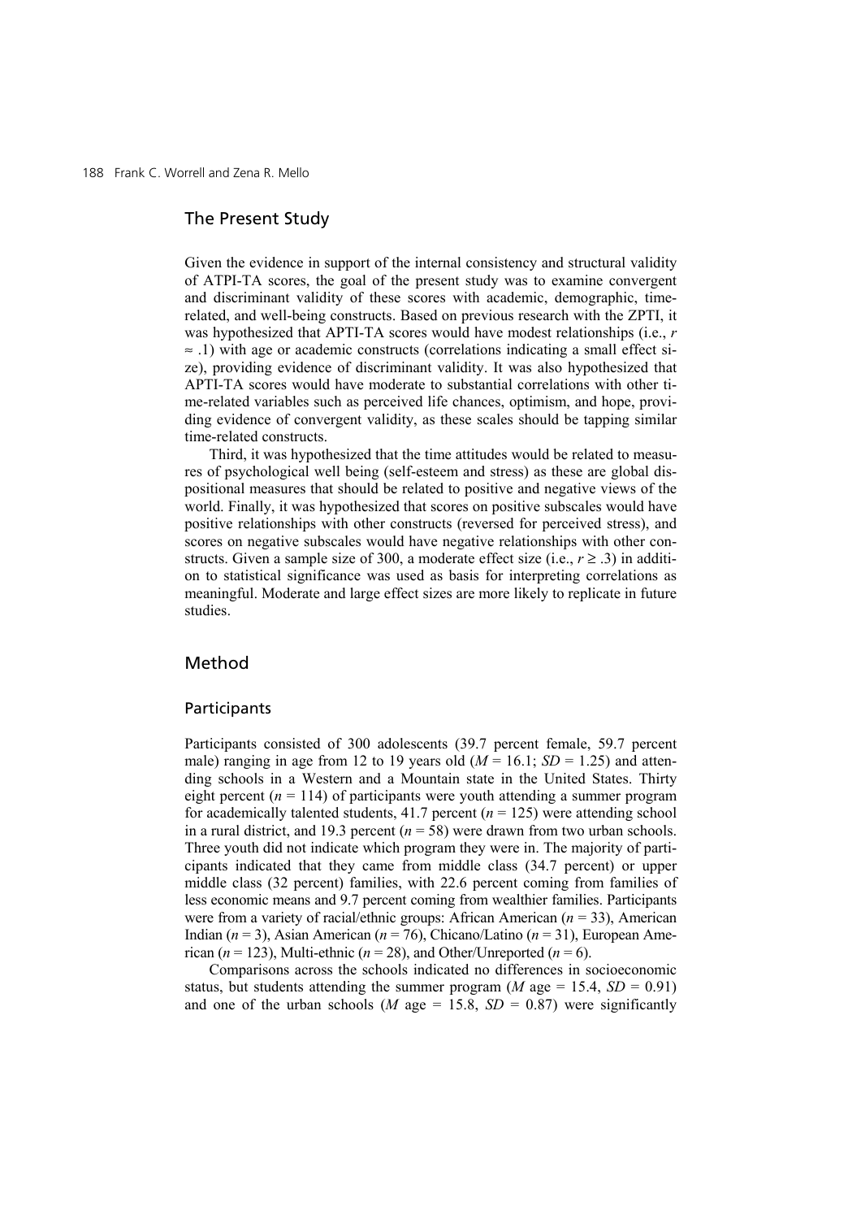## The Present Study

Given the evidence in support of the internal consistency and structural validity of ATPI-TA scores, the goal of the present study was to examine convergent and discriminant validity of these scores with academic, demographic, time-related, and well-being constructs. Based on previous research with the ZPTI, it was hypothesized that APTI-TA scores would have modest relationships (i.e., $r \approx .1$) with age or academic constructs (correlations indicating a small effect size), providing evidence of discriminant validity. It was also hypothesized that APTI-TA scores would have moderate to substantial correlations with other time-related variables such as perceived life chances, optimism, and hope, providing evidence of convergent validity, as these scales should be tapping similar time-related constructs.

Third, it was hypothesized that the time attitudes would be related to measures of psychological well being (self-esteem and stress) as these are global dispositional measures that should be related to positive and negative views of the world. Finally, it was hypothesized that scores on positive subscales would have positive relationships with other constructs (reversed for perceived stress), and scores on negative subscales would have negative relationships with other constructs. Given a sample size of 300, a moderate effect size (i.e., $r \geq .3$) in addition to statistical significance was used as basis for interpreting correlations as meaningful. Moderate and large effect sizes are more likely to replicate in future studies.

## Method

### Participants

Participants consisted of 300 adolescents (39.7 percent female, 59.7 percent male) ranging in age from 12 to 19 years old ($M = 16.1$; $SD = 1.25$) and attending schools in a Western and a Mountain state in the United States. Thirty eight percent ($n = 114$) of participants were youth attending a summer program for academically talented students, 41.7 percent ($n = 125$) were attending school in a rural district, and 19.3 percent ($n = 58$) were drawn from two urban schools. Three youth did not indicate which program they were in. The majority of participants indicated that they came from middle class (34.7 percent) or upper middle class (32 percent) families, with 22.6 percent coming from families of less economic means and 9.7 percent coming from wealthier families. Participants were from a variety of racial/ethnic groups: African American ($n = 33$), American Indian ($n = 3$), Asian American ($n = 76$), Chicano/Latino ($n = 31$), European American ($n = 123$), Multi-ethnic ($n = 28$), and Other/Unreported ($n = 6$).

Comparisons across the schools indicated no differences in socioeconomic status, but students attending the summer program ($M$ age = 15.4, $SD = 0.91$) and one of the urban schools ($M$ age = 15.8, $SD = 0.87$) were significantly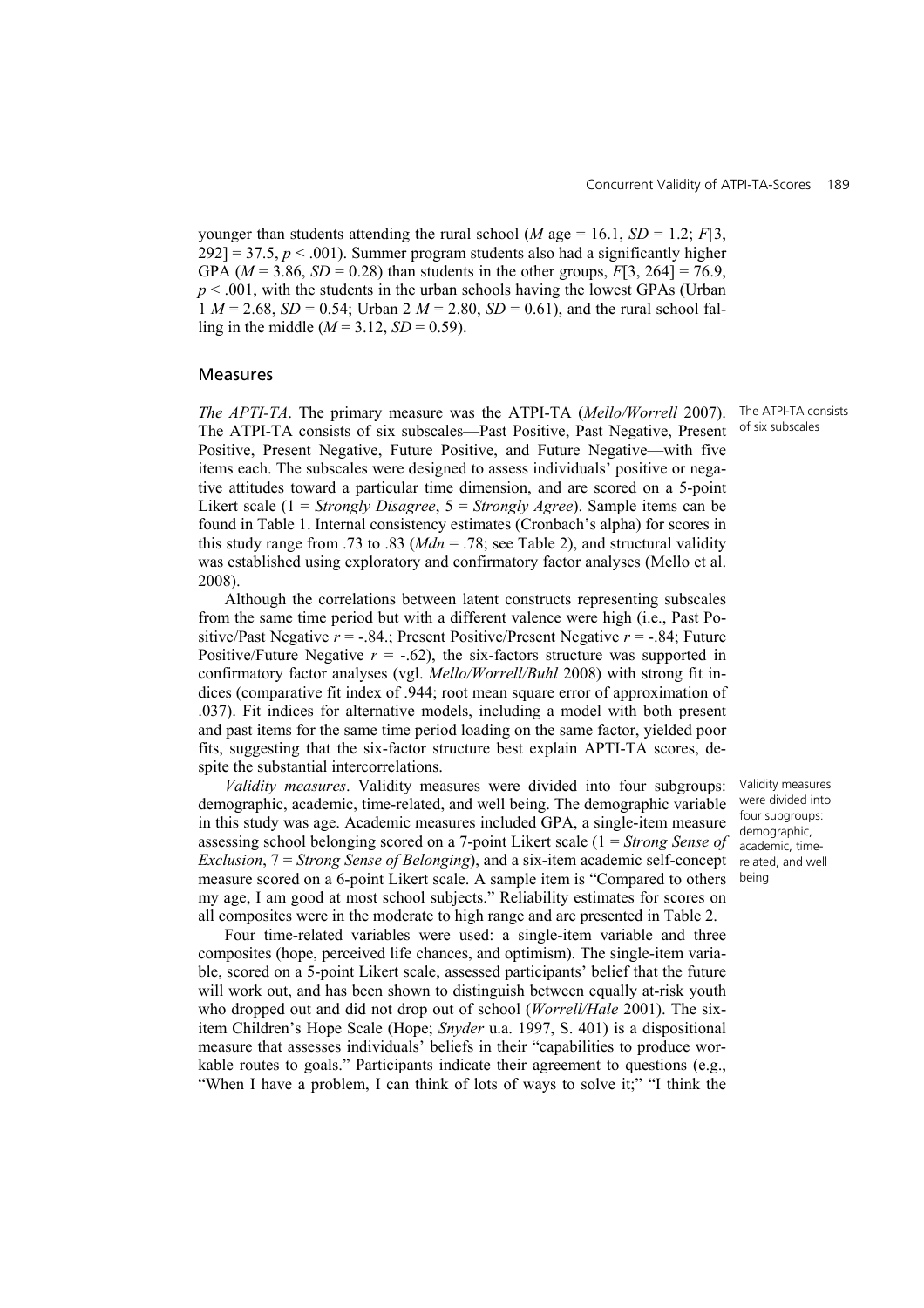younger than students attending the rural school (*M* age = 16.1, *SD* = 1.2; $F[3, 292] = 37.5$, $p < .001$). Summer program students also had a significantly higher GPA (*M* = 3.86, *SD* = 0.28) than students in the other groups, $F[3, 264] = 76.9$, $p < .001$, with the students in the urban schools having the lowest GPAs (Urban 1 *M* = 2.68, *SD* = 0.54; Urban 2 *M* = 2.80, *SD* = 0.61), and the rural school falling in the middle (*M* = 3.12, *SD* = 0.59).

## Measures

*The APTI-TA*. The primary measure was the ATPI-TA (*Mello/Worrell* 2007). The ATPI-TA consists of six subscales—Past Positive, Past Negative, Present Positive, Present Negative, Future Positive, and Future Negative—with five items each. The subscales were designed to assess individuals' positive or negative attitudes toward a particular time dimension, and are scored on a 5-point Likert scale (1 = *Strongly Disagree*, 5 = *Strongly Agree*). Sample items can be found in Table 1. Internal consistency estimates (Cronbach's alpha) for scores in this study range from .73 to .83 (*Mdn* = .78; see Table 2), and structural validity was established using exploratory and confirmatory factor analyses (Mello et al. 2008).

The ATPI-TA consists of six subscales

Although the correlations between latent constructs representing subscales from the same time period but with a different valence were high (i.e., Past Positive/Past Negative $r = -.84$.; Present Positive/Present Negative $r = -.84$; Future Positive/Future Negative $r = -.62$), the six-factors structure was supported in confirmatory factor analyses (vgl. *Mello/Worrell/Buhl* 2008) with strong fit indices (comparative fit index of .944; root mean square error of approximation of .037). Fit indices for alternative models, including a model with both present and past items for the same time period loading on the same factor, yielded poor fits, suggesting that the six-factor structure best explain APTI-TA scores, despite the substantial intercorrelations.

*Validity measures*. Validity measures were divided into four subgroups: demographic, academic, time-related, and well being. The demographic variable in this study was age. Academic measures included GPA, a single-item measure assessing school belonging scored on a 7-point Likert scale (1 = *Strong Sense of Exclusion*, 7 = *Strong Sense of Belonging*), and a six-item academic self-concept measure scored on a 6-point Likert scale. A sample item is "Compared to others my age, I am good at most school subjects." Reliability estimates for scores on all composites were in the moderate to high range and are presented in Table 2.

Validity measures were divided into four subgroups: demographic, academic, time-related, and well being

Four time-related variables were used: a single-item variable and three composites (hope, perceived life chances, and optimism). The single-item variable, scored on a 5-point Likert scale, assessed participants' belief that the future will work out, and has been shown to distinguish between equally at-risk youth who dropped out and did not drop out of school (*Worrell/Hale* 2001). The six-item Children's Hope Scale (Hope; *Snyder* u.a. 1997, S. 401) is a dispositional measure that assesses individuals' beliefs in their "capabilities to produce workable routes to goals." Participants indicate their agreement to questions (e.g., "When I have a problem, I can think of lots of ways to solve it;" "I think the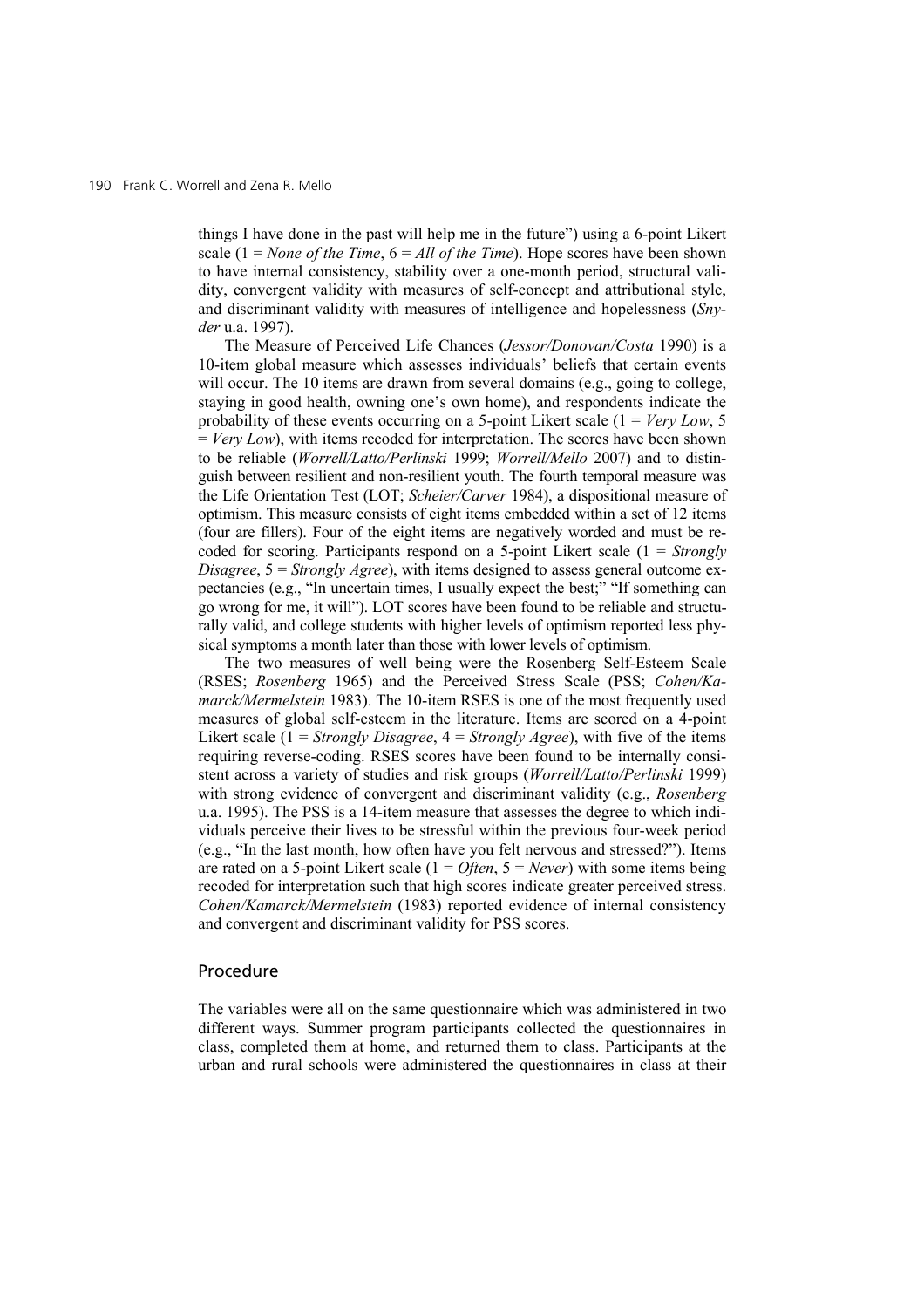things I have done in the past will help me in the future") using a 6-point Likert scale (1 = *None of the Time*, 6 = *All of the Time*). Hope scores have been shown to have internal consistency, stability over a one-month period, structural validity, convergent validity with measures of self-concept and attributional style, and discriminant validity with measures of intelligence and hopelessness (*Snyder* u.a. 1997).

The Measure of Perceived Life Chances (*Jessor/Donovan/Costa* 1990) is a 10-item global measure which assesses individuals' beliefs that certain events will occur. The 10 items are drawn from several domains (e.g., going to college, staying in good health, owning one's own home), and respondents indicate the probability of these events occurring on a 5-point Likert scale (1 = *Very Low*, 5 = *Very Low*), with items recoded for interpretation. The scores have been shown to be reliable (*Worrell/Latto/Perlinski* 1999; *Worrell/Mello* 2007) and to distinguish between resilient and non-resilient youth. The fourth temporal measure was the Life Orientation Test (LOT; *Scheier/Carver* 1984), a dispositional measure of optimism. This measure consists of eight items embedded within a set of 12 items (four are fillers). Four of the eight items are negatively worded and must be recoded for scoring. Participants respond on a 5-point Likert scale (1 = *Strongly Disagree*, 5 = *Strongly Agree*), with items designed to assess general outcome expectancies (e.g., "In uncertain times, I usually expect the best;" "If something can go wrong for me, it will"). LOT scores have been found to be reliable and structurally valid, and college students with higher levels of optimism reported less physical symptoms a month later than those with lower levels of optimism.

The two measures of well being were the Rosenberg Self-Esteem Scale (RSES; *Rosenberg* 1965) and the Perceived Stress Scale (PSS; *Cohen/Kamarck/Mermelstein* 1983). The 10-item RSES is one of the most frequently used measures of global self-esteem in the literature. Items are scored on a 4-point Likert scale (1 = *Strongly Disagree*, 4 = *Strongly Agree*), with five of the items requiring reverse-coding. RSES scores have been found to be internally consistent across a variety of studies and risk groups (*Worrell/Latto/Perlinski* 1999) with strong evidence of convergent and discriminant validity (e.g., *Rosenberg* u.a. 1995). The PSS is a 14-item measure that assesses the degree to which individuals perceive their lives to be stressful within the previous four-week period (e.g., "In the last month, how often have you felt nervous and stressed?"). Items are rated on a 5-point Likert scale (1 = *Often*, 5 = *Never*) with some items being recoded for interpretation such that high scores indicate greater perceived stress. *Cohen/Kamarck/Mermelstein* (1983) reported evidence of internal consistency and convergent and discriminant validity for PSS scores.

## Procedure

The variables were all on the same questionnaire which was administered in two different ways. Summer program participants collected the questionnaires in class, completed them at home, and returned them to class. Participants at the urban and rural schools were administered the questionnaires in class at their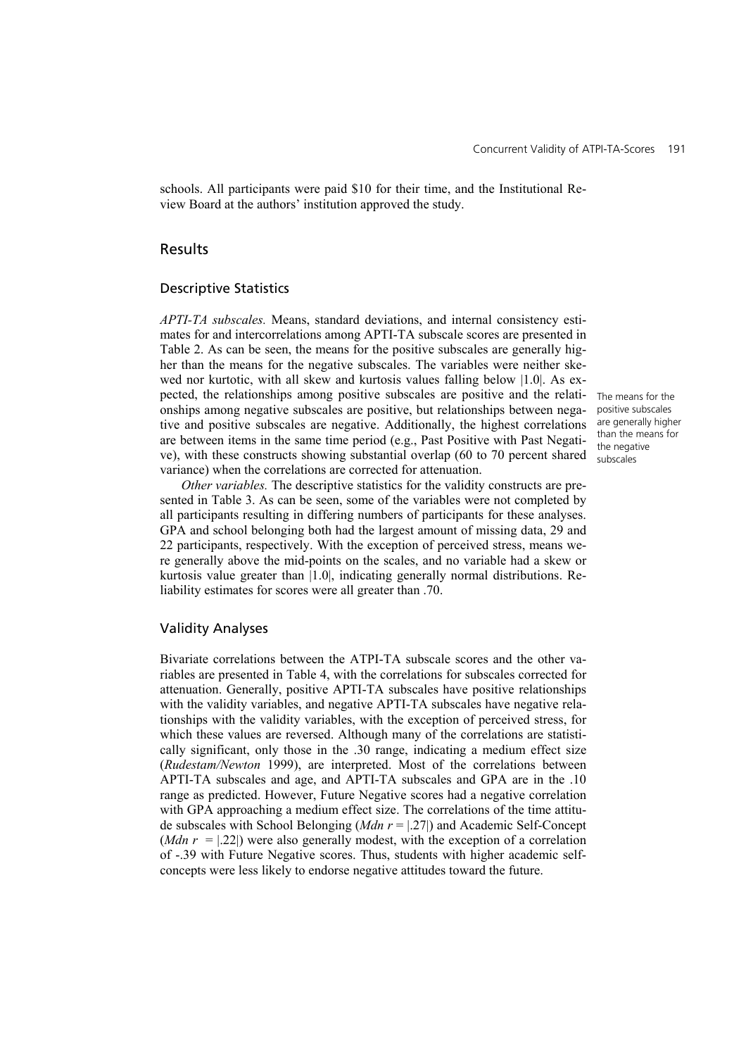schools. All participants were paid $10 for their time, and the Institutional Review Board at the authors' institution approved the study.

## Results

### Descriptive Statistics

*APTI-TA subscales.* Means, standard deviations, and internal consistency estimates for and intercorrelations among APTI-TA subscale scores are presented in Table 2. As can be seen, the means for the positive subscales are generally higher than the means for the negative subscales. The variables were neither skewed nor kurtotic, with all skew and kurtosis values falling below |1.0|. As expected, the relationships among positive subscales are positive and the relationships among negative subscales are positive, but relationships between negative and positive subscales are negative. Additionally, the highest correlations are between items in the same time period (e.g., Past Positive with Past Negative), with these constructs showing substantial overlap (60 to 70 percent shared variance) when the correlations are corrected for attenuation.

The means for the positive subscales are generally higher than the means for the negative subscales

*Other variables.* The descriptive statistics for the validity constructs are presented in Table 3. As can be seen, some of the variables were not completed by all participants resulting in differing numbers of participants for these analyses. GPA and school belonging both had the largest amount of missing data, 29 and 22 participants, respectively. With the exception of perceived stress, means were generally above the mid-points on the scales, and no variable had a skew or kurtosis value greater than |1.0|, indicating generally normal distributions. Reliability estimates for scores were all greater than .70.

### Validity Analyses

Bivariate correlations between the ATPI-TA subscale scores and the other variables are presented in Table 4, with the correlations for subscales corrected for attenuation. Generally, positive APTI-TA subscales have positive relationships with the validity variables, and negative APTI-TA subscales have negative relationships with the validity variables, with the exception of perceived stress, for which these values are reversed. Although many of the correlations are statistically significant, only those in the .30 range, indicating a medium effect size (*Rudestam/Newton* 1999), are interpreted. Most of the correlations between APTI-TA subscales and age, and APTI-TA subscales and GPA are in the .10 range as predicted. However, Future Negative scores had a negative correlation with GPA approaching a medium effect size. The correlations of the time attitude subscales with School Belonging (*Mdn* $r = |.27|$) and Academic Self-Concept (*Mdn* $r = |.22|$) were also generally modest, with the exception of a correlation of -.39 with Future Negative scores. Thus, students with higher academic self-concepts were less likely to endorse negative attitudes toward the future.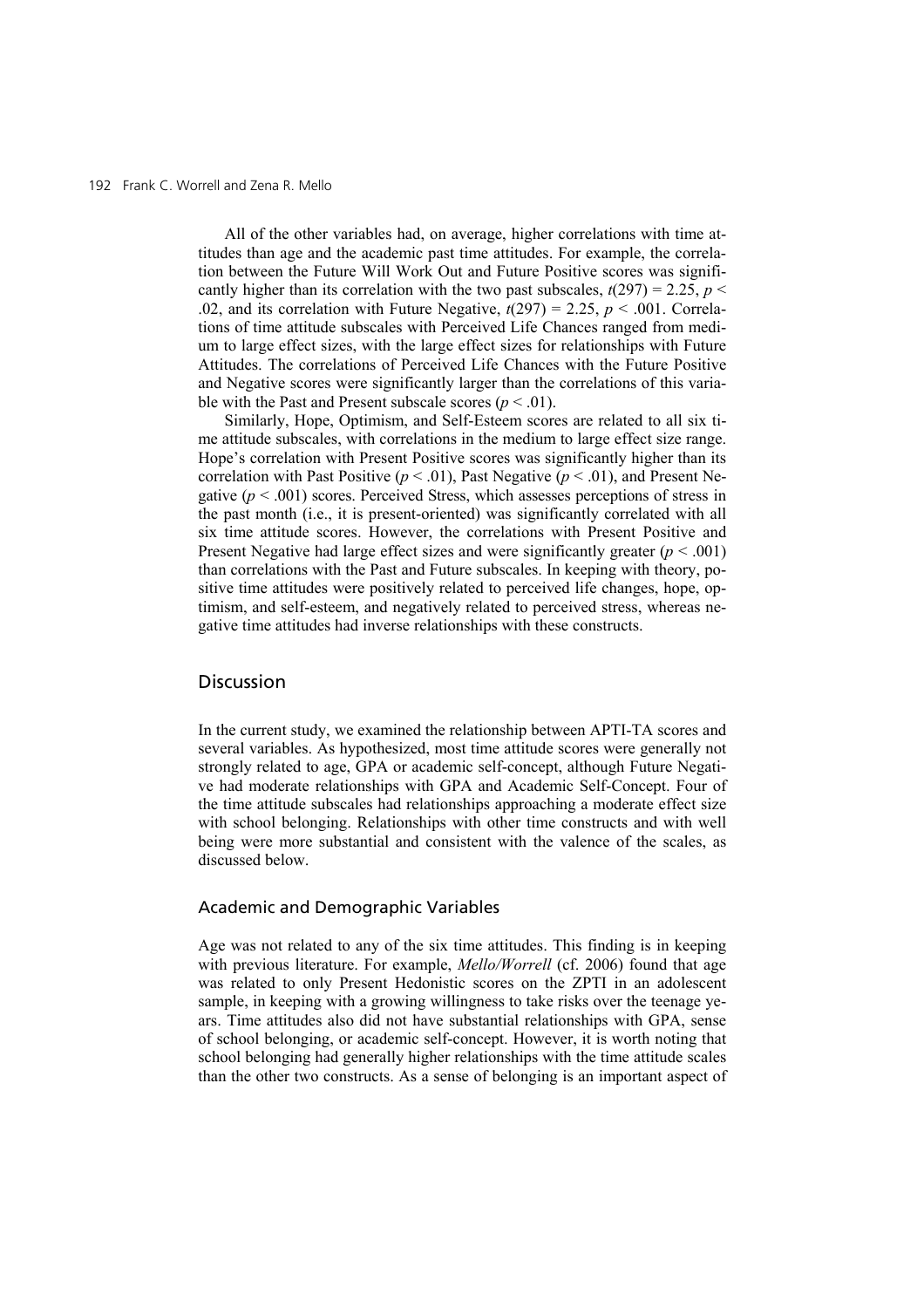All of the other variables had, on average, higher correlations with time attitudes than age and the academic past time attitudes. For example, the correlation between the Future Will Work Out and Future Positive scores was significantly higher than its correlation with the two past subscales, $t(297) = 2.25$, $p < .02$, and its correlation with Future Negative, $t(297) = 2.25$, $p < .001$. Correlations of time attitude subscales with Perceived Life Chances ranged from medium to large effect sizes, with the large effect sizes for relationships with Future Attitudes. The correlations of Perceived Life Chances with the Future Positive and Negative scores were significantly larger than the correlations of this variable with the Past and Present subscale scores ($p < .01$).

Similarly, Hope, Optimism, and Self-Esteem scores are related to all six time attitude subscales, with correlations in the medium to large effect size range. Hope's correlation with Present Positive scores was significantly higher than its correlation with Past Positive ($p < .01$), Past Negative ($p < .01$), and Present Negative ($p < .001$) scores. Perceived Stress, which assesses perceptions of stress in the past month (i.e., it is present-oriented) was significantly correlated with all six time attitude scores. However, the correlations with Present Positive and Present Negative had large effect sizes and were significantly greater ($p < .001$) than correlations with the Past and Future subscales. In keeping with theory, positive time attitudes were positively related to perceived life changes, hope, optimism, and self-esteem, and negatively related to perceived stress, whereas negative time attitudes had inverse relationships with these constructs.

## Discussion

In the current study, we examined the relationship between APTI-TA scores and several variables. As hypothesized, most time attitude scores were generally not strongly related to age, GPA or academic self-concept, although Future Negative had moderate relationships with GPA and Academic Self-Concept. Four of the time attitude subscales had relationships approaching a moderate effect size with school belonging. Relationships with other time constructs and with well being were more substantial and consistent with the valence of the scales, as discussed below.

### Academic and Demographic Variables

Age was not related to any of the six time attitudes. This finding is in keeping with previous literature. For example, *Mello/Worrell* (cf. 2006) found that age was related to only Present Hedonistic scores on the ZPTI in an adolescent sample, in keeping with a growing willingness to take risks over the teenage years. Time attitudes also did not have substantial relationships with GPA, sense of school belonging, or academic self-concept. However, it is worth noting that school belonging had generally higher relationships with the time attitude scales than the other two constructs. As a sense of belonging is an important aspect of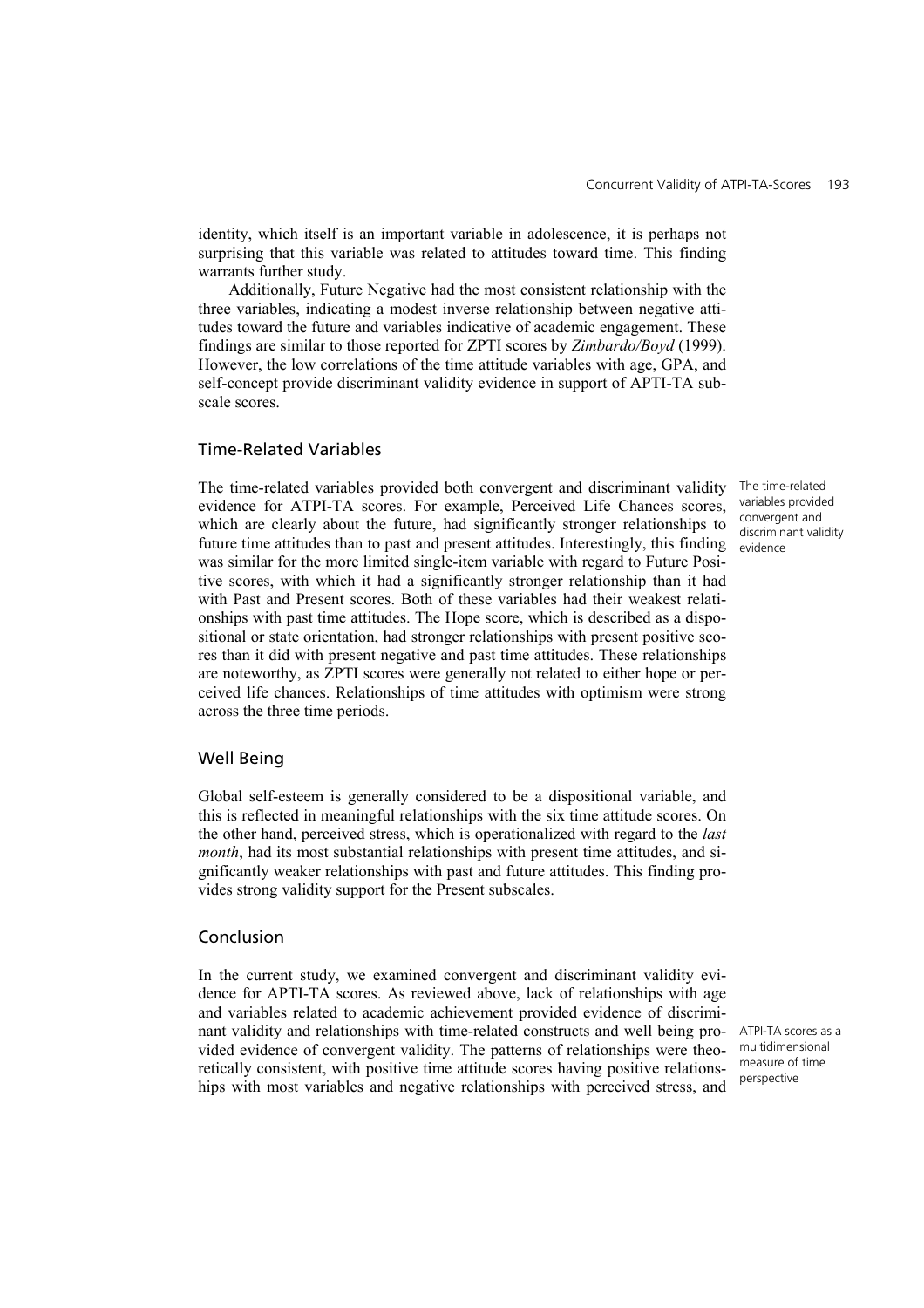identity, which itself is an important variable in adolescence, it is perhaps not surprising that this variable was related to attitudes toward time. This finding warrants further study.

Additionally, Future Negative had the most consistent relationship with the three variables, indicating a modest inverse relationship between negative attitudes toward the future and variables indicative of academic engagement. These findings are similar to those reported for ZPTI scores by *Zimbardo/Boyd* (1999). However, the low correlations of the time attitude variables with age, GPA, and self-concept provide discriminant validity evidence in support of APTI-TA subscale scores.

## Time-Related Variables

The time-related variables provided convergent and discriminant validity evidence

The time-related variables provided both convergent and discriminant validity evidence for ATPI-TA scores. For example, Perceived Life Chances scores, which are clearly about the future, had significantly stronger relationships to future time attitudes than to past and present attitudes. Interestingly, this finding was similar for the more limited single-item variable with regard to Future Positive scores, with which it had a significantly stronger relationship than it had with Past and Present scores. Both of these variables had their weakest relationships with past time attitudes. The Hope score, which is described as a dispositional or state orientation, had stronger relationships with present positive scores than it did with present negative and past time attitudes. These relationships are noteworthy, as ZPTI scores were generally not related to either hope or perceived life chances. Relationships of time attitudes with optimism were strong across the three time periods.

## Well Being

Global self-esteem is generally considered to be a dispositional variable, and this is reflected in meaningful relationships with the six time attitude scores. On the other hand, perceived stress, which is operationalized with regard to the *last month*, had its most substantial relationships with present time attitudes, and significantly weaker relationships with past and future attitudes. This finding provides strong validity support for the Present subscales.

## Conclusion

ATPI-TA scores as a multidimensional measure of time perspective

In the current study, we examined convergent and discriminant validity evidence for APTI-TA scores. As reviewed above, lack of relationships with age and variables related to academic achievement provided evidence of discriminant validity and relationships with time-related constructs and well being provided evidence of convergent validity. The patterns of relationships were theoretically consistent, with positive time attitude scores having positive relationships with most variables and negative relationships with perceived stress, and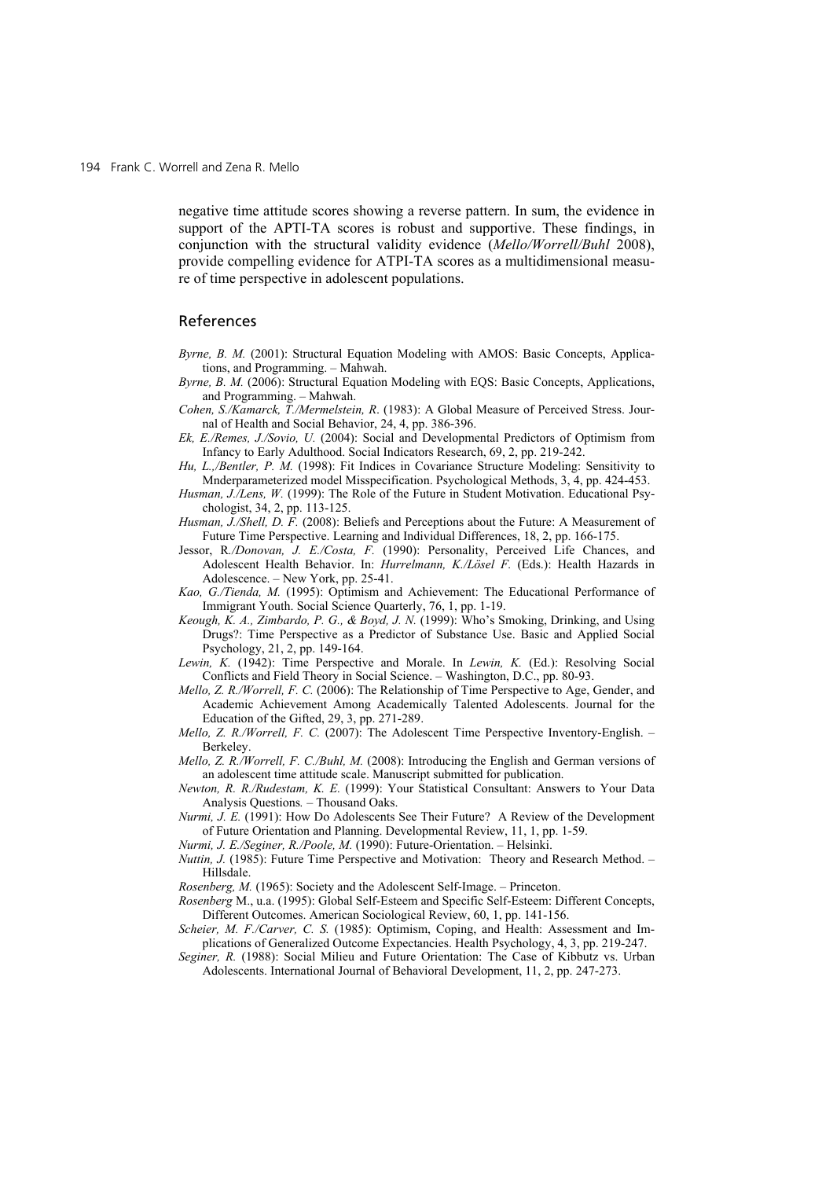negative time attitude scores showing a reverse pattern. In sum, the evidence in support of the APTI-TA scores is robust and supportive. These findings, in conjunction with the structural validity evidence (*Mello/Worrell/Buhl* 2008), provide compelling evidence for ATPI-TA scores as a multidimensional measure of time perspective in adolescent populations.

## References

*Byrne, B. M.* (2001): Structural Equation Modeling with AMOS: Basic Concepts, Applications, and Programming. – Mahwah.

*Byrne, B. M.* (2006): Structural Equation Modeling with EQS: Basic Concepts, Applications, and Programming. – Mahwah.

*Cohen, S./Kamarck, T./Mermelstein, R*. (1983): A Global Measure of Perceived Stress. Journal of Health and Social Behavior, 24, 4, pp. 386-396.

*Ek, E./Remes, J./Sovio, U.* (2004): Social and Developmental Predictors of Optimism from Infancy to Early Adulthood. Social Indicators Research, 69, 2, pp. 219-242.

*Hu, L.,/Bentler, P. M.* (1998): Fit Indices in Covariance Structure Modeling: Sensitivity to Mnderparameterized model Misspecification. Psychological Methods, 3, 4, pp. 424-453.

*Husman, J./Lens, W.* (1999): The Role of the Future in Student Motivation. Educational Psychologist, 34, 2, pp. 113-125.

*Husman, J./Shell, D. F.* (2008): Beliefs and Perceptions about the Future: A Measurement of Future Time Perspective. Learning and Individual Differences, 18, 2, pp. 166-175.

Jessor, R*./Donovan, J. E./Costa, F.* (1990): Personality, Perceived Life Chances, and Adolescent Health Behavior. In: *Hurrelmann, K./Lösel F.* (Eds.): Health Hazards in Adolescence. – New York, pp. 25-41.

*Kao, G./Tienda, M.* (1995): Optimism and Achievement: The Educational Performance of Immigrant Youth. Social Science Quarterly, 76, 1, pp. 1-19.

*Keough, K. A., Zimbardo, P. G., & Boyd, J. N.* (1999): Who's Smoking, Drinking, and Using Drugs?: Time Perspective as a Predictor of Substance Use. Basic and Applied Social Psychology, 21, 2, pp. 149-164.

*Lewin, K.* (1942): Time Perspective and Morale. In *Lewin, K.* (Ed.): Resolving Social Conflicts and Field Theory in Social Science. – Washington, D.C., pp. 80-93.

*Mello, Z. R./Worrell, F. C.* (2006): The Relationship of Time Perspective to Age, Gender, and Academic Achievement Among Academically Talented Adolescents. Journal for the Education of the Gifted, 29, 3, pp. 271-289.

*Mello, Z. R./Worrell, F. C.* (2007): The Adolescent Time Perspective Inventory-English. – Berkeley.

*Mello, Z. R./Worrell, F. C./Buhl, M.* (2008): Introducing the English and German versions of an adolescent time attitude scale. Manuscript submitted for publication.

*Newton, R. R./Rudestam, K. E.* (1999): Your Statistical Consultant: Answers to Your Data Analysis Questions*.* – Thousand Oaks.

*Nurmi, J. E.* (1991): How Do Adolescents See Their Future? A Review of the Development of Future Orientation and Planning. Developmental Review, 11, 1, pp. 1-59.

*Nurmi, J. E./Seginer, R./Poole, M.* (1990): Future-Orientation. – Helsinki.

*Nuttin, J.* (1985): Future Time Perspective and Motivation: Theory and Research Method. – Hillsdale.

*Rosenberg, M.* (1965): Society and the Adolescent Self-Image. – Princeton.

*Rosenberg* M., u.a. (1995): Global Self-Esteem and Specific Self-Esteem: Different Concepts, Different Outcomes. American Sociological Review, 60, 1, pp. 141-156.

*Scheier, M. F./Carver, C. S.* (1985): Optimism, Coping, and Health: Assessment and Implications of Generalized Outcome Expectancies. Health Psychology, 4, 3, pp. 219-247.

*Seginer, R.* (1988): Social Milieu and Future Orientation: The Case of Kibbutz vs. Urban Adolescents. International Journal of Behavioral Development, 11, 2, pp. 247-273.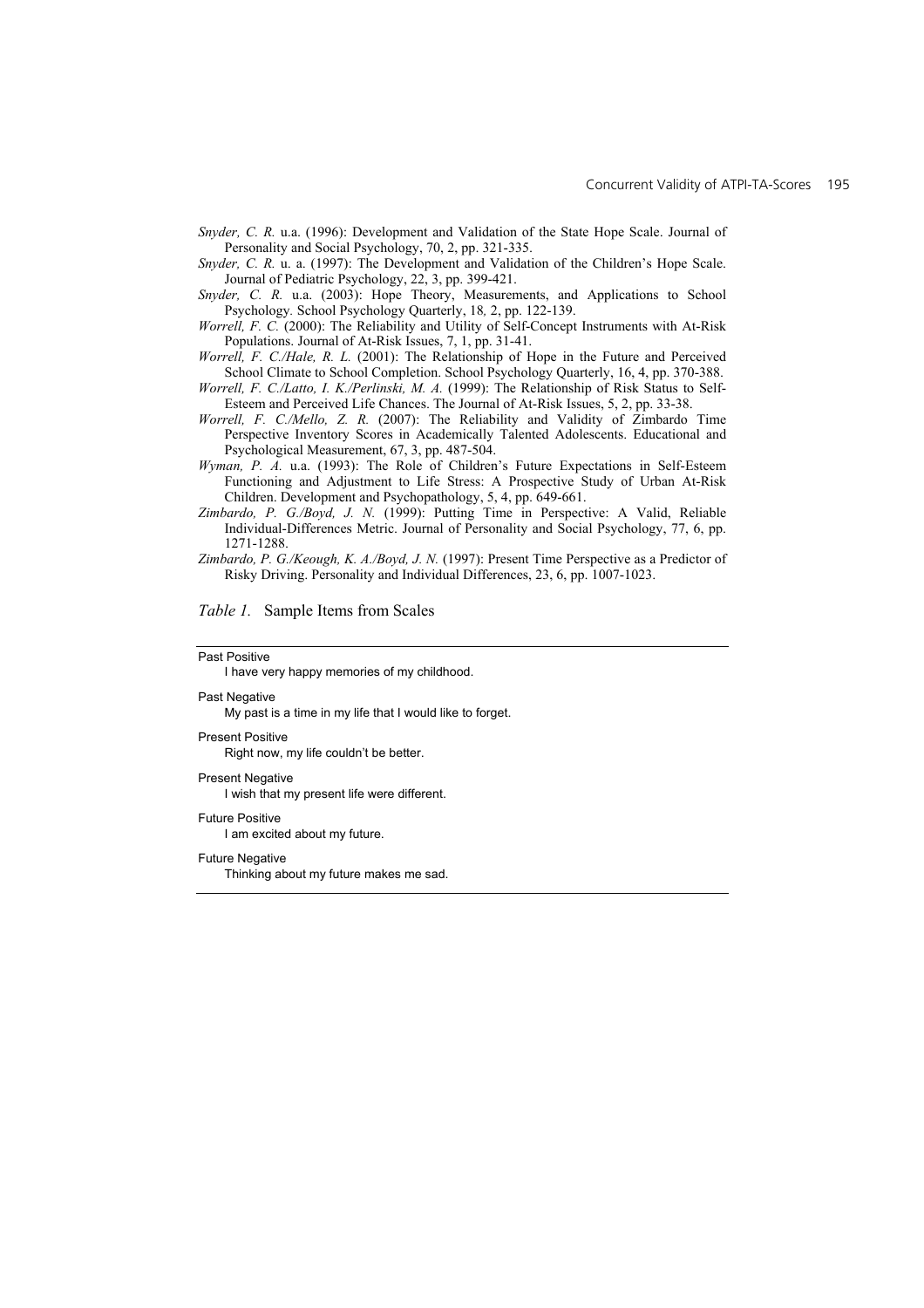*Snyder, C. R.* u.a. (1996): Development and Validation of the State Hope Scale. Journal of Personality and Social Psychology, 70, 2, pp. 321-335.

*Snyder, C. R.* u. a. (1997): The Development and Validation of the Children's Hope Scale. Journal of Pediatric Psychology, 22, 3, pp. 399-421.

*Snyder, C. R.* u.a. (2003): Hope Theory, Measurements, and Applications to School Psychology. School Psychology Quarterly, 18, 2, pp. 122-139.

*Worrell, F. C.* (2000): The Reliability and Utility of Self-Concept Instruments with At-Risk Populations. Journal of At-Risk Issues, 7, 1, pp. 31-41.

*Worrell, F. C./Hale, R. L.* (2001): The Relationship of Hope in the Future and Perceived School Climate to School Completion. School Psychology Quarterly, 16, 4, pp. 370-388.

*Worrell, F. C./Latto, I. K./Perlinski, M. A.* (1999): The Relationship of Risk Status to Self-Esteem and Perceived Life Chances. The Journal of At-Risk Issues, 5, 2, pp. 33-38.

*Worrell, F. C./Mello, Z. R.* (2007): The Reliability and Validity of Zimbardo Time Perspective Inventory Scores in Academically Talented Adolescents. Educational and Psychological Measurement, 67, 3, pp. 487-504.

*Wyman, P. A.* u.a. (1993): The Role of Children's Future Expectations in Self-Esteem Functioning and Adjustment to Life Stress: A Prospective Study of Urban At-Risk Children. Development and Psychopathology, 5, 4, pp. 649-661.

*Zimbardo, P. G./Boyd, J. N.* (1999): Putting Time in Perspective: A Valid, Reliable Individual-Differences Metric. Journal of Personality and Social Psychology, 77, 6, pp. 1271-1288.

*Zimbardo, P. G./Keough, K. A./Boyd, J. N.* (1997): Present Time Perspective as a Predictor of Risky Driving. Personality and Individual Differences, 23, 6, pp. 1007-1023.

*Table 1.* Sample Items from Scales

| Scale | Sample Item |
|---|---|
| Past Positive | I have very happy memories of my childhood. |
| Past Negative | My past is a time in my life that I would like to forget. |
| Present Positive | Right now, my life couldn't be better. |
| Present Negative | I wish that my present life were different. |
| Future Positive | I am excited about my future. |
| Future Negative | Thinking about my future makes me sad. |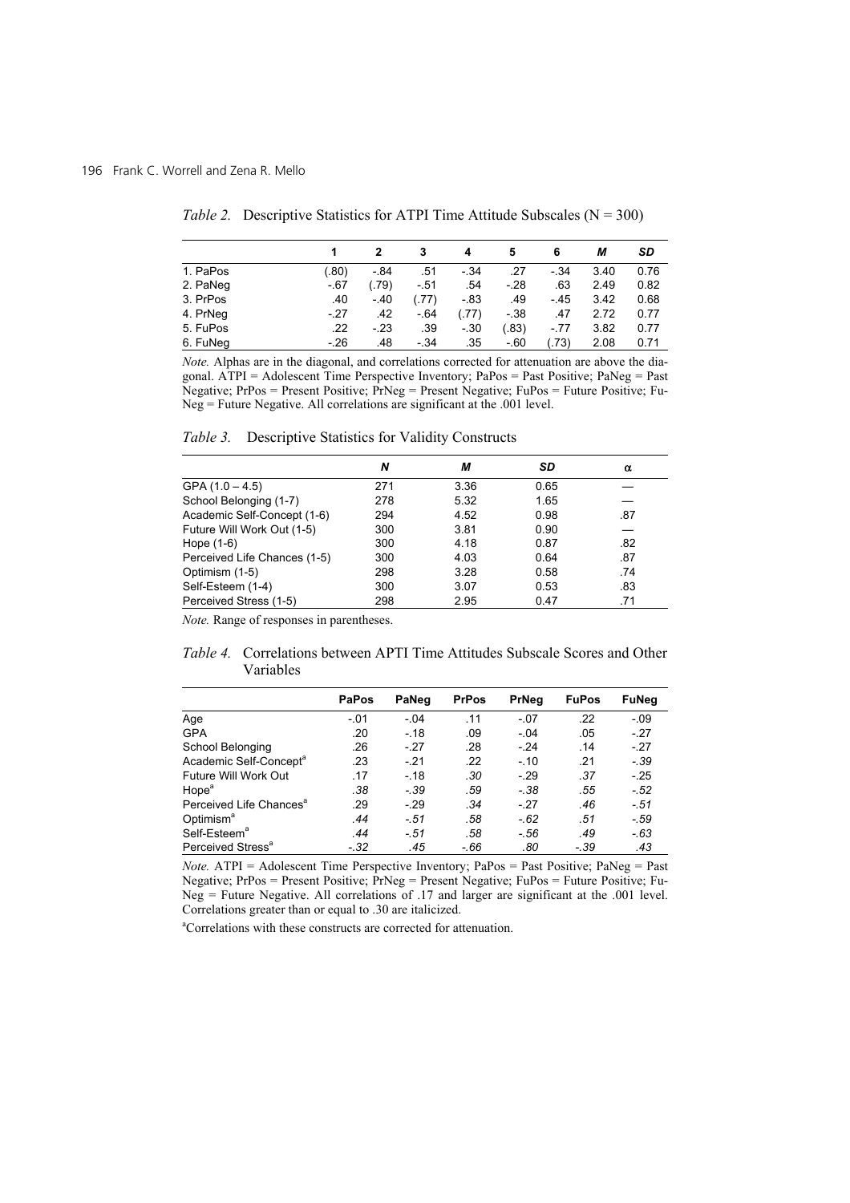*Table 2.* Descriptive Statistics for ATPI Time Attitude Subscales (N = 300)

| | 1 | 2 | 3 | 4 | 5 | 6 | *M* | *SD* |
|---|---|---|---|---|---|---|---|---|
| 1. PaPos | (.80) | -.84 | .51 | -.34 | .27 | -.34 | 3.40 | 0.76 |
| 2. PaNeg | -.67 | (.79) | -.51 | .54 | -.28 | .63 | 2.49 | 0.82 |
| 3. PrPos | .40 | -.40 | (.77) | -.83 | .49 | -.45 | 3.42 | 0.68 |
| 4. PrNeg | -.27 | .42 | -.64 | (.77) | -.38 | .47 | 2.72 | 0.77 |
| 5. FuPos | .22 | -.23 | .39 | -.30 | (.83) | -.77 | 3.82 | 0.77 |
| 6. FuNeg | -.26 | .48 | -.34 | .35 | -.60 | (.73) | 2.08 | 0.71 |

*Note.* Alphas are in the diagonal, and correlations corrected for attenuation are above the diagonal. ATPI = Adolescent Time Perspective Inventory; PaPos = Past Positive; PaNeg = Past Negative; PrPos = Present Positive; PrNeg = Present Negative; FuPos = Future Positive; FuNeg = Future Negative. All correlations are significant at the .001 level.

*Table 3.* Descriptive Statistics for Validity Constructs

| | *N* | *M* | *SD* | α |
|---|---|---|---|---|
| GPA (1.0 – 4.5) | 271 | 3.36 | 0.65 | — |
| School Belonging (1-7) | 278 | 5.32 | 1.65 | — |
| Academic Self-Concept (1-6) | 294 | 4.52 | 0.98 | .87 |
| Future Will Work Out (1-5) | 300 | 3.81 | 0.90 | — |
| Hope (1-6) | 300 | 4.18 | 0.87 | .82 |
| Perceived Life Chances (1-5) | 300 | 4.03 | 0.64 | .87 |
| Optimism (1-5) | 298 | 3.28 | 0.58 | .74 |
| Self-Esteem (1-4) | 300 | 3.07 | 0.53 | .83 |
| Perceived Stress (1-5) | 298 | 2.95 | 0.47 | .71 |

*Note.* Range of responses in parentheses.

*Table 4.* Correlations between APTI Time Attitudes Subscale Scores and Other Variables

| | PaPos | PaNeg | PrPos | PrNeg | FuPos | FuNeg |
|---|---|---|---|---|---|---|
| Age | -.01 | -.04 | .11 | -.07 | .22 | -.09 |
| GPA | .20 | -.18 | .09 | -.04 | .05 | -.27 |
| School Belonging | .26 | -.27 | .28 | -.24 | .14 | -.27 |
| Academic Self-Concept[a] | .23 | -.21 | .22 | -.10 | .21 | *-.39* |
| Future Will Work Out | .17 | -.18 | *.30* | -.29 | *.37* | -.25 |
| Hope[a] | *.38* | *-.39* | *.59* | *-.38* | *.55* | *-.52* |
| Perceived Life Chances[a] | .29 | -.29 | *.34* | -.27 | *.46* | *-.51* |
| Optimism[a] | *.44* | *-.51* | *.58* | *-.62* | *.51* | *-.59* |
| Self-Esteem[a] | *.44* | *-.51* | *.58* | *-.56* | *.49* | *-.63* |
| Perceived Stress[a] | *-.32* | *.45* | *-.66* | *.80* | *-.39* | *.43* |

*Note.* ATPI = Adolescent Time Perspective Inventory; PaPos = Past Positive; PaNeg = Past Negative; PrPos = Present Positive; PrNeg = Present Negative; FuPos = Future Positive; FuNeg = Future Negative. All correlations of .17 and larger are significant at the .001 level. Correlations greater than or equal to .30 are italicized.

[a]Correlations with these constructs are corrected for attenuation.